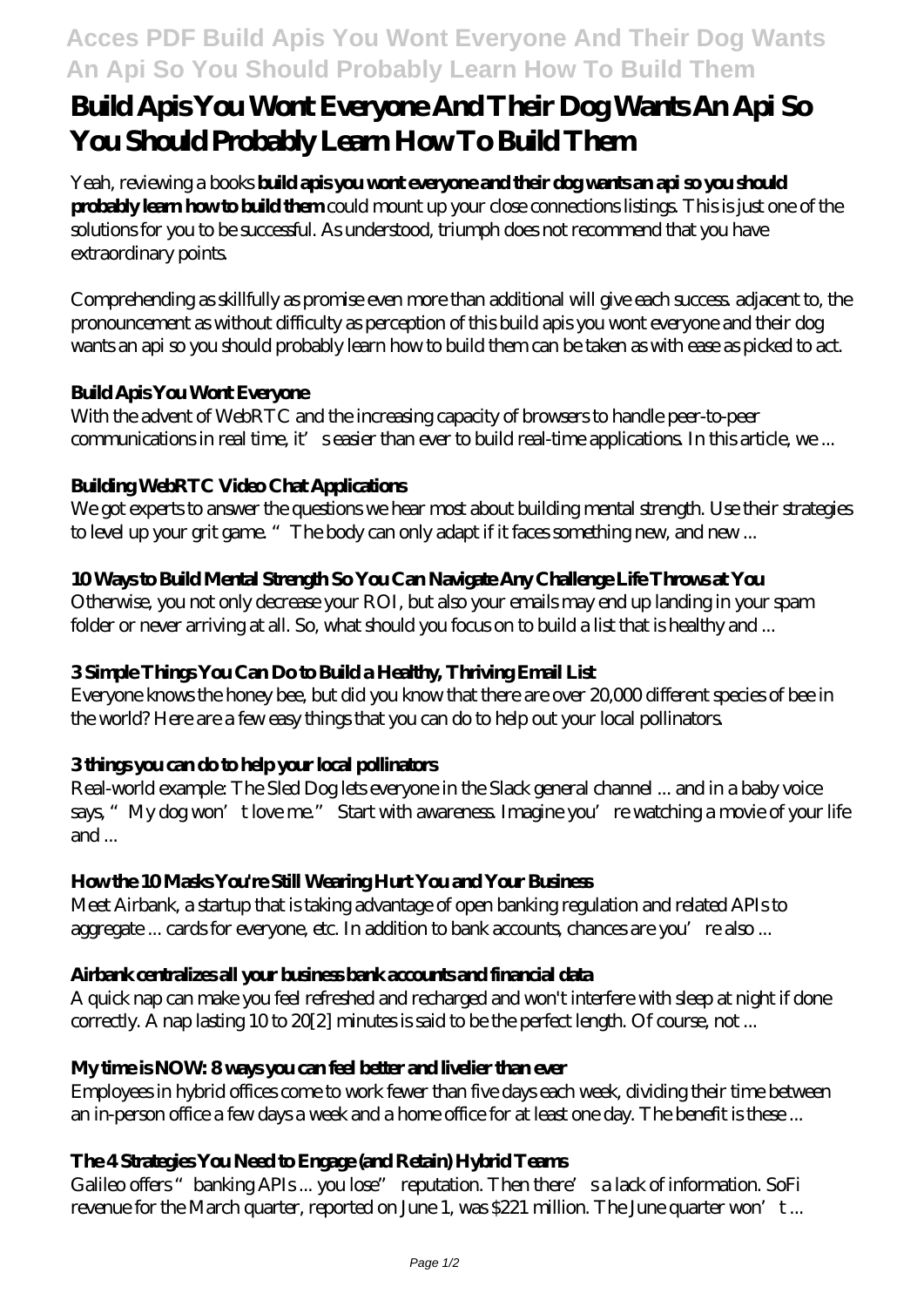# Build Apis You Wont Everyone And Their Dog Wants An Api So You Should Probably Learn How To Build Them

Yeah, reviewing a books **build apis you wont everyone and their dog wants an api so you should probably learn how to build them** could mount up your close connections listings. This is just one of the solutions for you to be successful. As understood, triumph does not recommend that you have extraordinary points.

Comprehending as skillfully as promise even more than additional will give each success. adjacent to, the pronouncement as without difficulty as perception of this build apis you wont everyone and their dog wants an api so you should probably learn how to build them can be taken as with ease as picked to act.

### Build Apis You Wont Everyone

With the advent of WebRTC and the increasing capacity of browsers to handle peer-to-peer communications in real time, it's easier than ever to build real-time applications. In this article, we ...

### Building WebRTC Video Chat Applications

We got experts to answer the questions we hear most about building mental strength. Use their strategies to level up your grit game. "The body can only adapt if it faces something new, and new ...

### 10 Ways to Build Mental Strength So You Can Navigate Any Challenge Life Throws at You

Otherwise, you not only decrease your ROI, but also your emails may end up landing in your spam folder or never arriving at all. So, what should you focus on to build a list that is healthy and ...

### 3 Simple Things You Can Do to Build a Healthy, Thriving Email List

Everyone knows the honey bee, but did you know that there are over 20,000 different species of bee in the world? Here are a few easy things that you can do to help out your local pollinators.

### 3 things you can do to help your local pollinators

Real-world example: The Sled Dog lets everyone in the Slack general channel ... and in a baby voice says, "My dog won't love me." Start with awareness. Imagine you're watching a movie of your life and ...

### How the 10 Masks You're Still Wearing Hurt You and Your Business

Meet Airbank, a startup that is taking advantage of open banking regulation and related APIs to aggregate ... cards for everyone, etc. In addition to bank accounts, chances are you're also ...

### Airbank centralizes all your business bank accounts and financial data

A quick nap can make you feel refreshed and recharged and won't interfere with sleep at night if done correctly. A nap lasting 10 to 20[2] minutes is said to be the perfect length. Of course, not ...

### My time is NOW: 8 ways you can feel better and livelier than ever

Employees in hybrid offices come to work fewer than five days each week, dividing their time between an in-person office a few days a week and a home office for at least one day. The benefit is these ...

### The 4 Strategies You Need to Engage (and Retain) Hybrid Teams

Galileo offers "banking APIs ... you lose" reputation. Then there's a lack of information. SoFi revenue for the March quarter, reported on June 1, was $221 million. The June quarter won't ...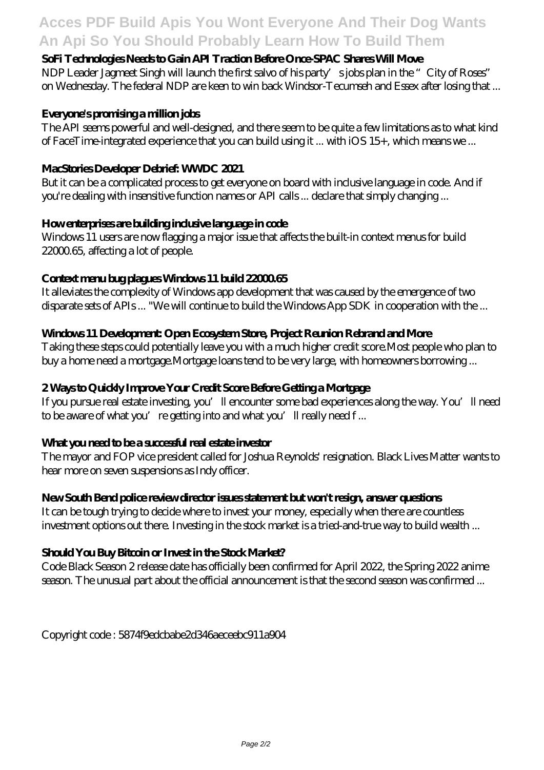**SoFi Technologies Needs to Gain API Traction Before Once-SPAC Shares Will Move**

NDP Leader Jagmeet Singh will launch the first salvo of his party's jobs plan in the "City of Roses" on Wednesday. The federal NDP are keen to win back Windsor-Tecumseh and Essex after losing that ...

**Everyone's promising a million jobs**

The API seems powerful and well-designed, and there seem to be quite a few limitations as to what kind of FaceTime-integrated experience that you can build using it ... with iOS 15+, which means we ...

**MacStories Developer Debrief: WWDC 2021**

But it can be a complicated process to get everyone on board with inclusive language in code. And if you're dealing with insensitive function names or API calls ... declare that simply changing ...

**How enterprises are building inclusive language in code**

Windows 11 users are now flagging a major issue that affects the built-in context menus for build 22000.65, affecting a lot of people.

**Context menu bug plagues Windows 11 build 22000.65**

It alleviates the complexity of Windows app development that was caused by the emergence of two disparate sets of APIs ... "We will continue to build the Windows App SDK in cooperation with the ...

**Windows 11 Development: Open Ecosystem Store, Project Reunion Rebrand and More**

Taking these steps could potentially leave you with a much higher credit score.Most people who plan to buy a home need a mortgage.Mortgage loans tend to be very large, with homeowners borrowing ...

**2 Ways to Quickly Improve Your Credit Score Before Getting a Mortgage**

If you pursue real estate investing, you'll encounter some bad experiences along the way. You'll need to be aware of what you're getting into and what you'll really need f ...

**What you need to be a successful real estate investor**

The mayor and FOP vice president called for Joshua Reynolds' resignation. Black Lives Matter wants to hear more on seven suspensions as Indy officer.

**New South Bend police review director issues statement but won't resign, answer questions**

It can be tough trying to decide where to invest your money, especially when there are countless investment options out there. Investing in the stock market is a tried-and-true way to build wealth ...

**Should You Buy Bitcoin or Invest in the Stock Market?**

Code Black Season 2 release date has officially been confirmed for April 2022, the Spring 2022 anime season. The unusual part about the official announcement is that the second season was confirmed ...

Copyright code : 5874f9edcbabe2d346aeceebc911a904